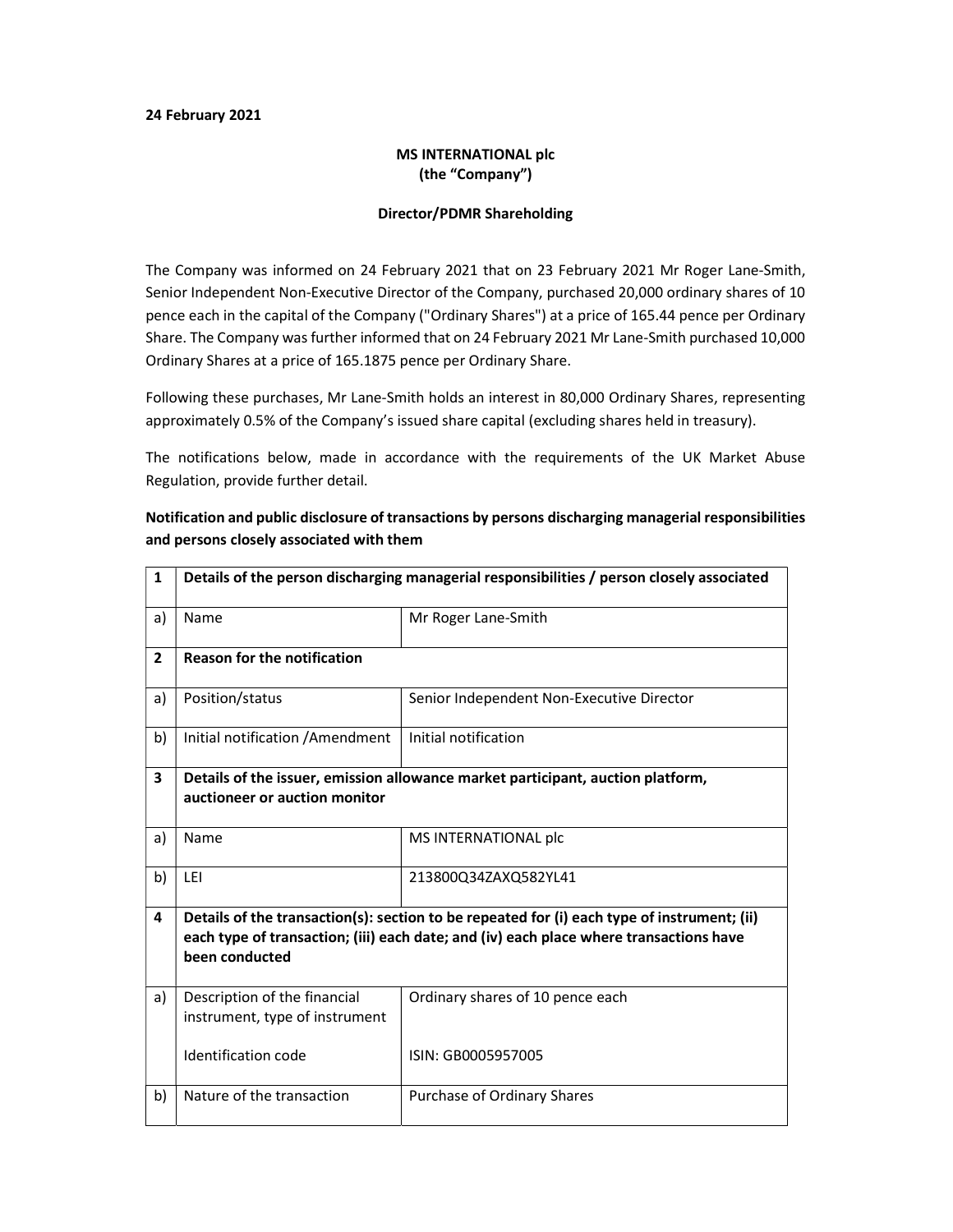**24 February 2021**

**MS INTERNATIONAL plc**
**(the "Company")**

**Director/PDMR Shareholding**

The Company was informed on 24 February 2021 that on 23 February 2021 Mr Roger Lane-Smith, Senior Independent Non-Executive Director of the Company, purchased 20,000 ordinary shares of 10 pence each in the capital of the Company ("Ordinary Shares") at a price of 165.44 pence per Ordinary Share. The Company was further informed that on 24 February 2021 Mr Lane-Smith purchased 10,000 Ordinary Shares at a price of 165.1875 pence per Ordinary Share.

Following these purchases, Mr Lane-Smith holds an interest in 80,000 Ordinary Shares, representing approximately 0.5% of the Company's issued share capital (excluding shares held in treasury).

The notifications below, made in accordance with the requirements of the UK Market Abuse Regulation, provide further detail.

**Notification and public disclosure of transactions by persons discharging managerial responsibilities and persons closely associated with them**

| 1 | **Details of the person discharging managerial responsibilities / person closely associated** | |
|---|---|---|
| a) | Name | Mr Roger Lane-Smith |
| **2** | **Reason for the notification** | |
| a) | Position/status | Senior Independent Non-Executive Director |
| b) | Initial notification /Amendment | Initial notification |
| **3** | **Details of the issuer, emission allowance market participant, auction platform, auctioneer or auction monitor** | |
| a) | Name | MS INTERNATIONAL plc |
| b) | LEI | 213800Q34ZAXQ582YL41 |
| **4** | **Details of the transaction(s): section to be repeated for (i) each type of instrument; (ii) each type of transaction; (iii) each date; and (iv) each place where transactions have been conducted** | |
| a) | Description of the financial instrument, type of instrument<br><br>Identification code | Ordinary shares of 10 pence each<br><br>ISIN: GB0005957005 |
| b) | Nature of the transaction | Purchase of Ordinary Shares |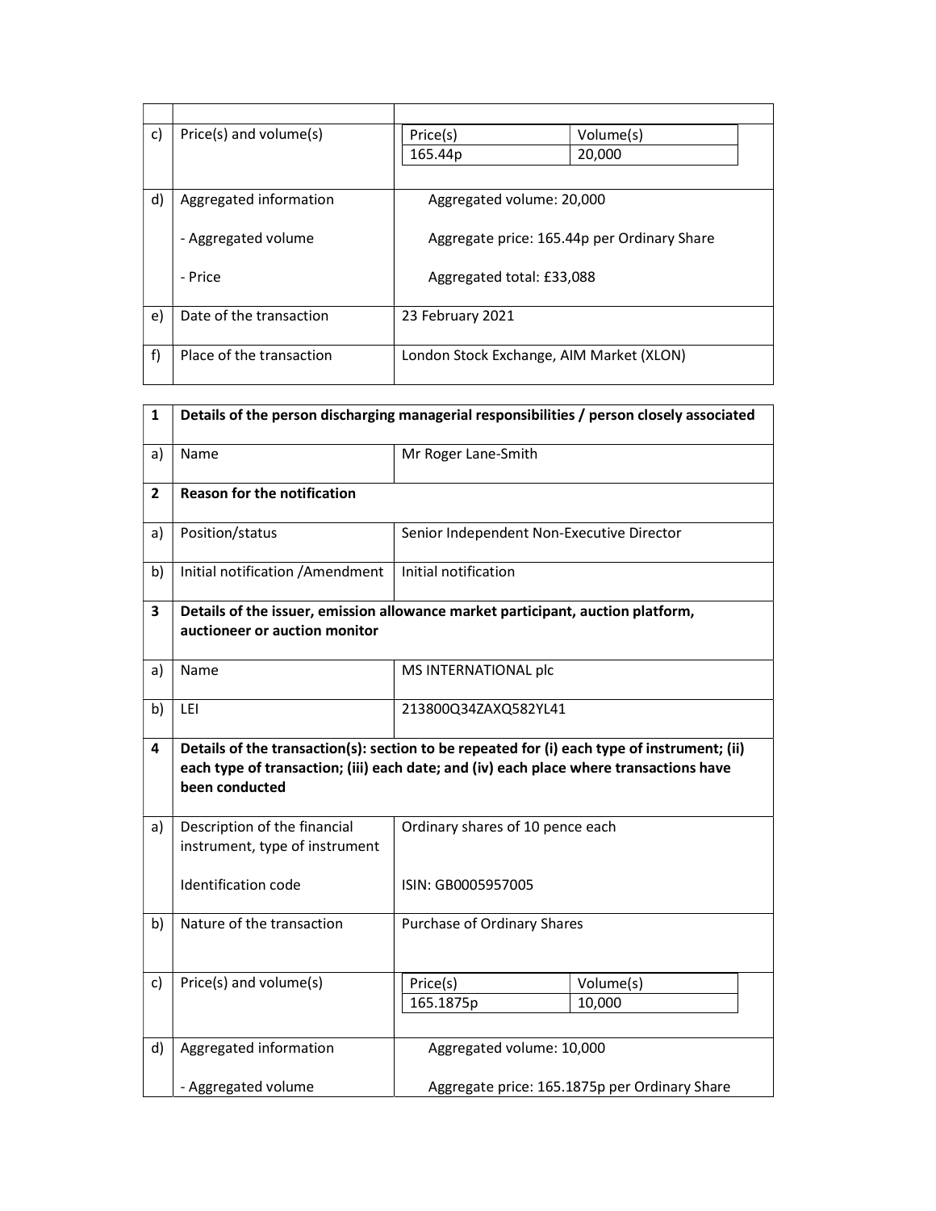| | | |
|---|---|---|
| | | |
| c) | Price(s) and volume(s) | Price(s): 165.44p / Volume(s): 20,000 |
| d) | Aggregated information<br><br>- Aggregated volume<br><br>- Price | Aggregated volume: 20,000<br><br>Aggregate price: 165.44p per Ordinary Share<br><br>Aggregated total: £33,088 |
| e) | Date of the transaction | 23 February 2021 |
| f) | Place of the transaction | London Stock Exchange, AIM Market (XLON) |

| | | |
|---|---|---|
| **1** | **Details of the person discharging managerial responsibilities / person closely associated** | |
| a) | Name | Mr Roger Lane-Smith |
| **2** | **Reason for the notification** | |
| a) | Position/status | Senior Independent Non-Executive Director |
| b) | Initial notification /Amendment | Initial notification |
| **3** | **Details of the issuer, emission allowance market participant, auction platform, auctioneer or auction monitor** | |
| a) | Name | MS INTERNATIONAL plc |
| b) | LEI | 213800Q34ZAXQ582YL41 |
| **4** | **Details of the transaction(s): section to be repeated for (i) each type of instrument; (ii) each type of transaction; (iii) each date; and (iv) each place where transactions have been conducted** | |
| a) | Description of the financial instrument, type of instrument<br><br>Identification code | Ordinary shares of 10 pence each<br><br>ISIN: GB0005957005 |
| b) | Nature of the transaction | Purchase of Ordinary Shares |
| c) | Price(s) and volume(s) | Price(s): 165.1875p / Volume(s): 10,000 |
| d) | Aggregated information<br><br>- Aggregated volume | Aggregated volume: 10,000<br><br>Aggregate price: 165.1875p per Ordinary Share |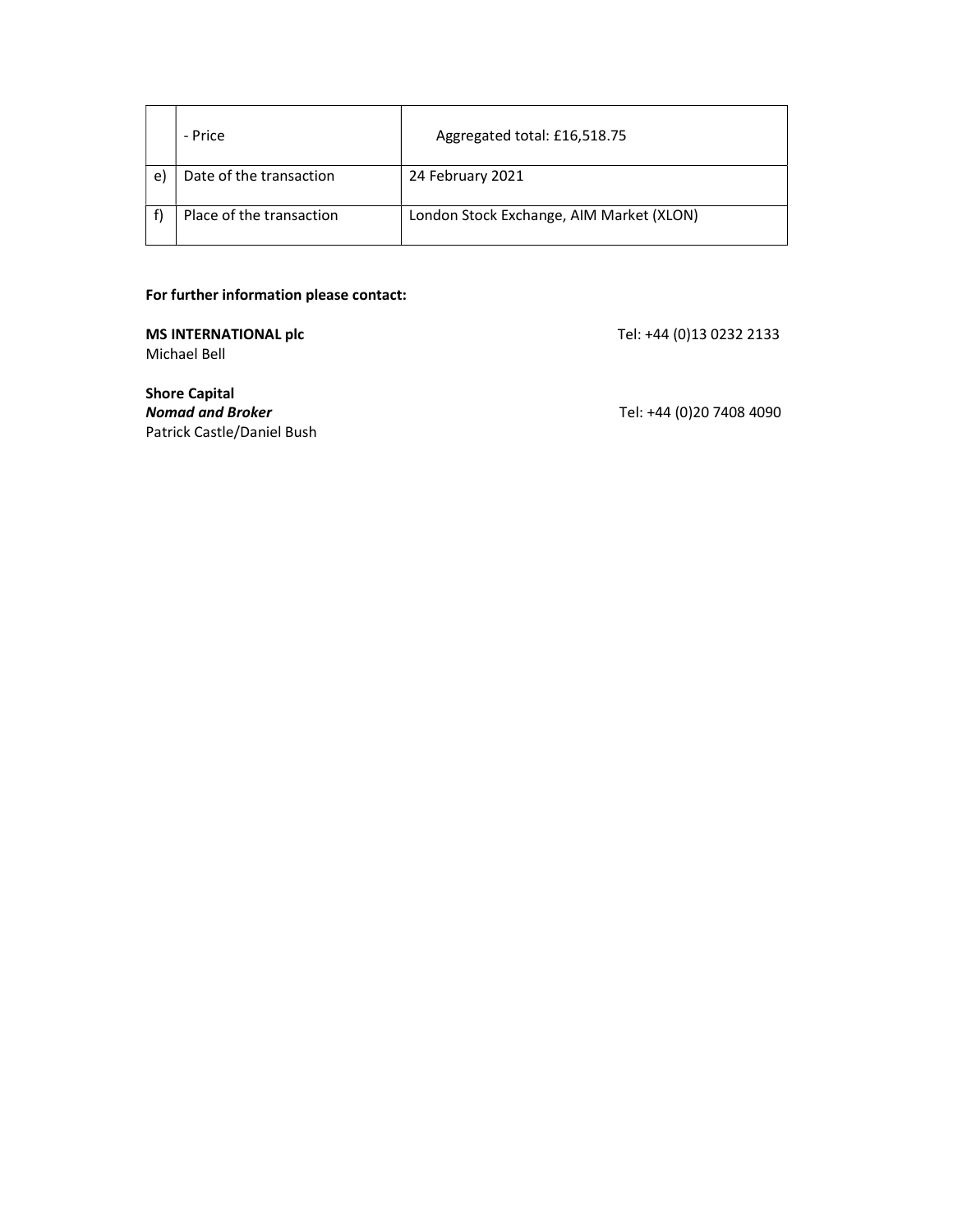| | | |
|---|---|---|
| | - Price | Aggregated total: £16,518.75 |
| e) | Date of the transaction | 24 February 2021 |
| f) | Place of the transaction | London Stock Exchange, AIM Market (XLON) |

**For further information please contact:**

**MS INTERNATIONAL plc** Tel: +44 (0)13 0232 2133
Michael Bell

**Shore Capital**
***Nomad and Broker*** Tel: +44 (0)20 7408 4090
Patrick Castle/Daniel Bush